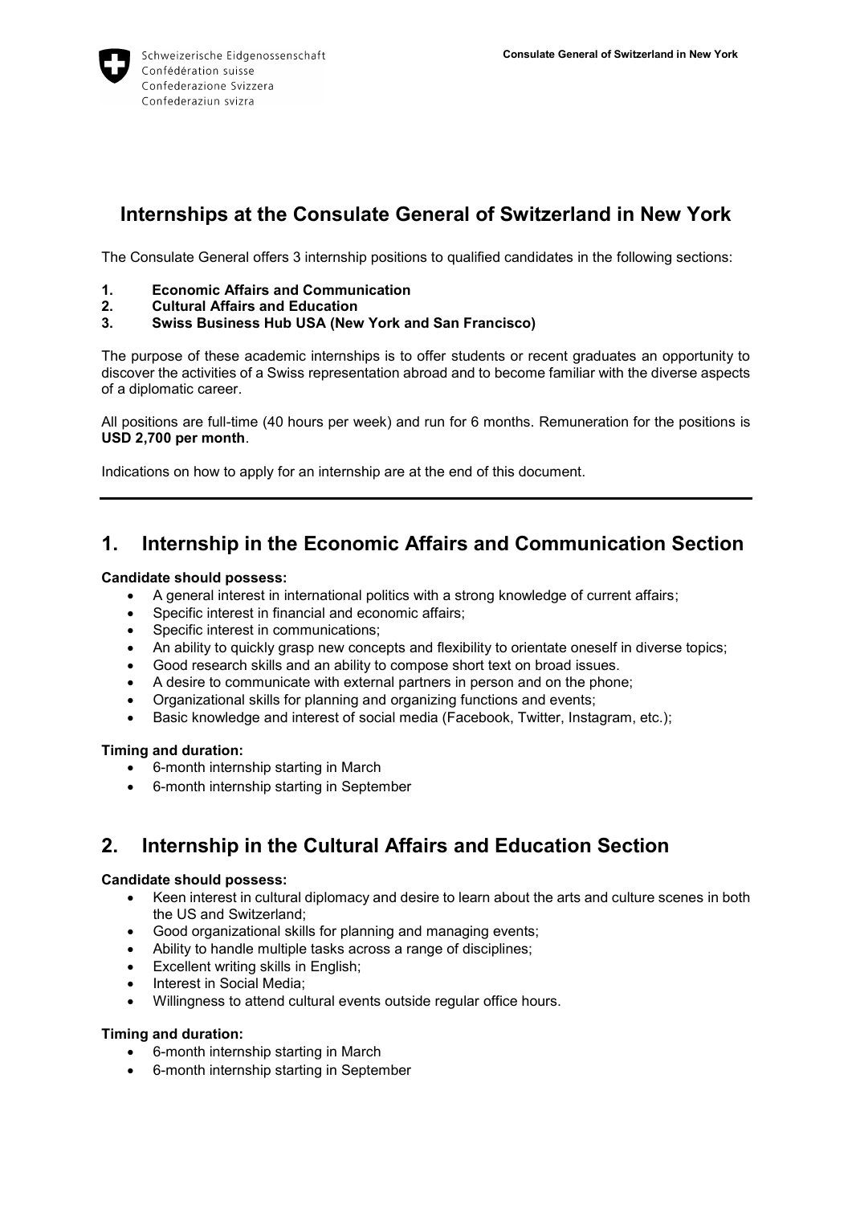Schweizerische Eidgenossenschaft
Confédération suisse
Confederazione Svizzera
Confederaziun svizra

**Consulate General of Switzerland in New York**

# Internships at the Consulate General of Switzerland in New York

The Consulate General offers 3 internship positions to qualified candidates in the following sections:

1. **Economic Affairs and Communication**
2. **Cultural Affairs and Education**
3. **Swiss Business Hub USA (New York and San Francisco)**

The purpose of these academic internships is to offer students or recent graduates an opportunity to discover the activities of a Swiss representation abroad and to become familiar with the diverse aspects of a diplomatic career.

All positions are full-time (40 hours per week) and run for 6 months. Remuneration for the positions is **USD 2,700 per month**.

Indications on how to apply for an internship are at the end of this document.

---

## 1. Internship in the Economic Affairs and Communication Section

**Candidate should possess:**

- A general interest in international politics with a strong knowledge of current affairs;
- Specific interest in financial and economic affairs;
- Specific interest in communications;
- An ability to quickly grasp new concepts and flexibility to orientate oneself in diverse topics;
- Good research skills and an ability to compose short text on broad issues.
- A desire to communicate with external partners in person and on the phone;
- Organizational skills for planning and organizing functions and events;
- Basic knowledge and interest of social media (Facebook, Twitter, Instagram, etc.);

**Timing and duration:**

- 6-month internship starting in March
- 6-month internship starting in September

## 2. Internship in the Cultural Affairs and Education Section

**Candidate should possess:**

- Keen interest in cultural diplomacy and desire to learn about the arts and culture scenes in both the US and Switzerland;
- Good organizational skills for planning and managing events;
- Ability to handle multiple tasks across a range of disciplines;
- Excellent writing skills in English;
- Interest in Social Media;
- Willingness to attend cultural events outside regular office hours.

**Timing and duration:**

- 6-month internship starting in March
- 6-month internship starting in September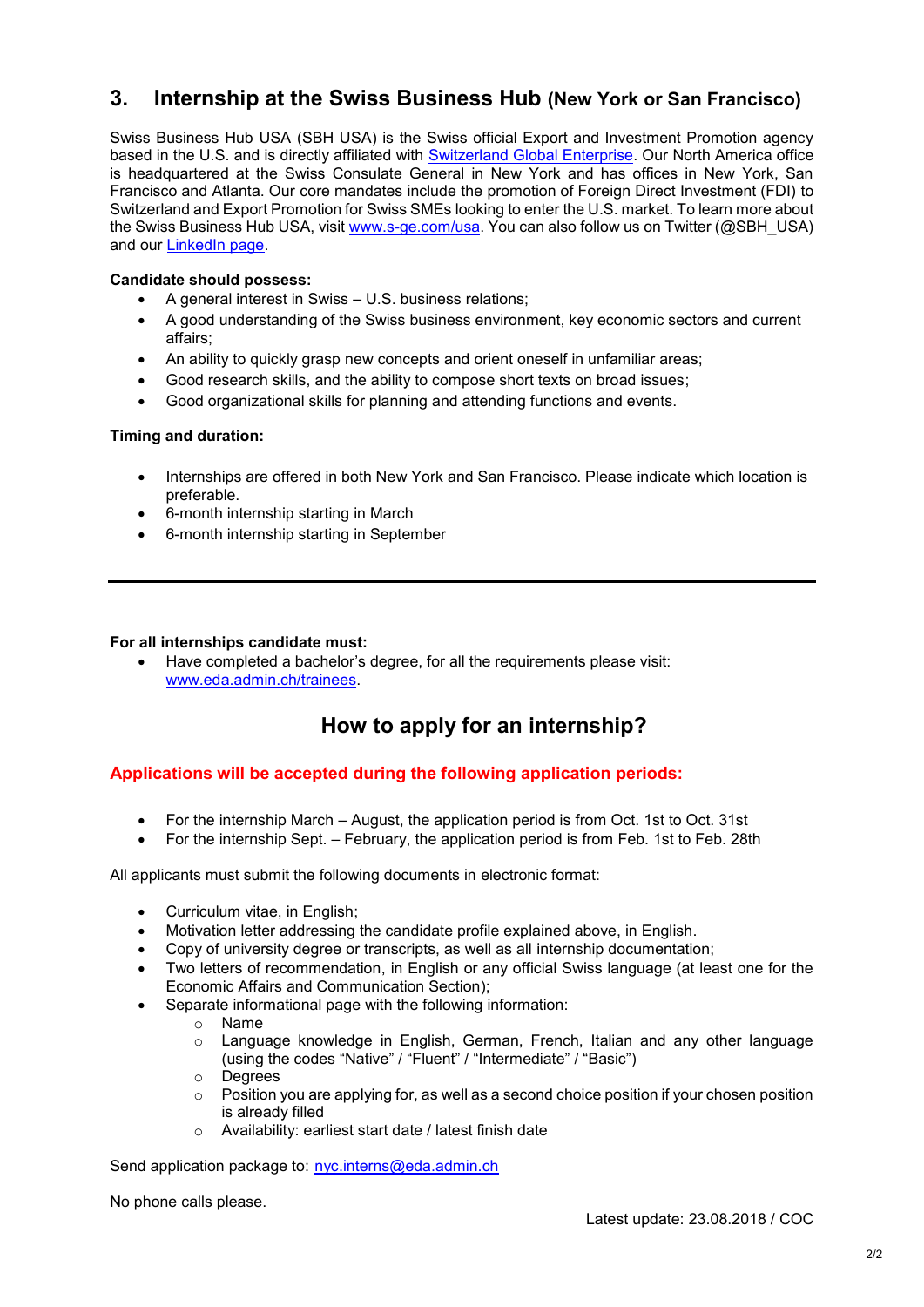## 3. Internship at the Swiss Business Hub (New York or San Francisco)

Swiss Business Hub USA (SBH USA) is the Swiss official Export and Investment Promotion agency based in the U.S. and is directly affiliated with Switzerland Global Enterprise. Our North America office is headquartered at the Swiss Consulate General in New York and has offices in New York, San Francisco and Atlanta. Our core mandates include the promotion of Foreign Direct Investment (FDI) to Switzerland and Export Promotion for Swiss SMEs looking to enter the U.S. market. To learn more about the Swiss Business Hub USA, visit www.s-ge.com/usa. You can also follow us on Twitter (@SBH_USA) and our LinkedIn page.

**Candidate should possess:**

- A general interest in Swiss – U.S. business relations;
- A good understanding of the Swiss business environment, key economic sectors and current affairs;
- An ability to quickly grasp new concepts and orient oneself in unfamiliar areas;
- Good research skills, and the ability to compose short texts on broad issues;
- Good organizational skills for planning and attending functions and events.

**Timing and duration:**

- Internships are offered in both New York and San Francisco. Please indicate which location is preferable.
- 6-month internship starting in March
- 6-month internship starting in September

---

**For all internships candidate must:**

- Have completed a bachelor's degree, for all the requirements please visit: www.eda.admin.ch/trainees.

## How to apply for an internship?

**Applications will be accepted during the following application periods:**

- For the internship March – August, the application period is from Oct. 1st to Oct. 31st
- For the internship Sept. – February, the application period is from Feb. 1st to Feb. 28th

All applicants must submit the following documents in electronic format:

- Curriculum vitae, in English;
- Motivation letter addressing the candidate profile explained above, in English.
- Copy of university degree or transcripts, as well as all internship documentation;
- Two letters of recommendation, in English or any official Swiss language (at least one for the Economic Affairs and Communication Section);
- Separate informational page with the following information:
  - Name
  - Language knowledge in English, German, French, Italian and any other language (using the codes "Native" / "Fluent" / "Intermediate" / "Basic")
  - Degrees
  - Position you are applying for, as well as a second choice position if your chosen position is already filled
  - Availability: earliest start date / latest finish date

Send application package to: nyc.interns@eda.admin.ch

No phone calls please.

Latest update: 23.08.2018 / COC